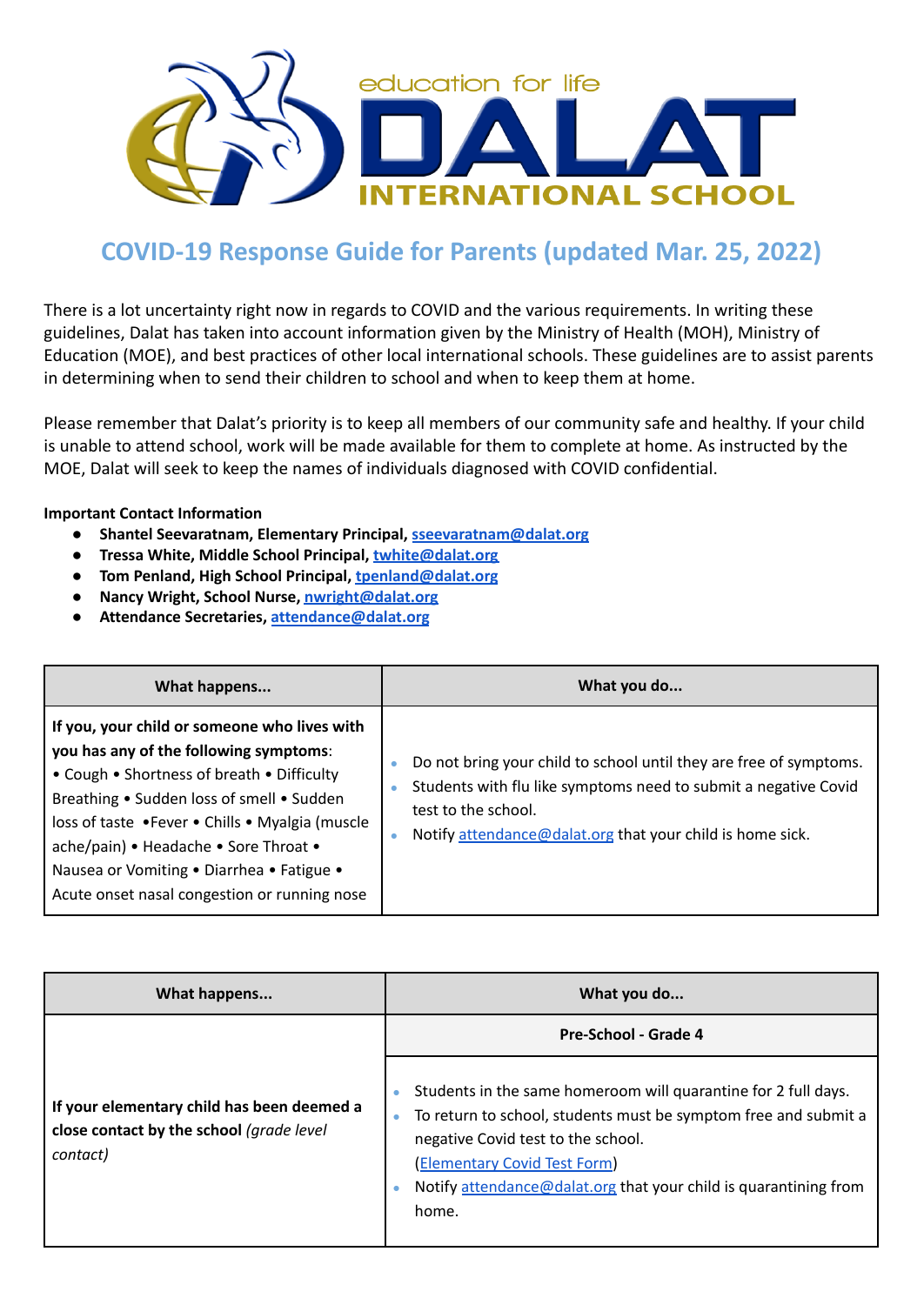# COVID-19 Response Guide for Parents (updated Mar. 25, 2022)

There is a lot uncertainty right now in regards to COVID and the various requirements. In writing these guidelines, Dalat has taken into account information given by the Ministry of Health (MOH), Ministry of Education (MOE), and best practices of other local international schools. These guidelines are to assist parents in determining when to send their children to school and when to keep them at home.

Please remember that Dalat's priority is to keep all members of our community safe and healthy. If your child is unable to attend school, work will be made available for them to complete at home. As instructed by the MOE, Dalat will seek to keep the names of individuals diagnosed with COVID confidential.

**Important Contact Information**

- **Shantel Seevaratnam, Elementary Principal, sseevaratnam@dalat.org**
- **Tressa White, Middle School Principal, twhite@dalat.org**
- **Tom Penland, High School Principal, tpenland@dalat.org**
- **Nancy Wright, School Nurse, nwright@dalat.org**
- **Attendance Secretaries, attendance@dalat.org**

| What happens... | What you do... |
|---|---|
| **If you, your child or someone who lives with you has any of the following symptoms**: • Cough • Shortness of breath • Difficulty Breathing • Sudden loss of smell • Sudden loss of taste •Fever • Chills • Myalgia (muscle ache/pain) • Headache • Sore Throat • Nausea or Vomiting • Diarrhea • Fatigue • Acute onset nasal congestion or running nose | • Do not bring your child to school until they are free of symptoms.<br>• Students with flu like symptoms need to submit a negative Covid test to the school.<br>• Notify attendance@dalat.org that your child is home sick. |

| What happens... | What you do... |
|---|---|
| | **Pre-School - Grade 4** |
| **If your elementary child has been deemed a close contact by the school** *(grade level contact)* | • Students in the same homeroom will quarantine for 2 full days.<br>• To return to school, students must be symptom free and submit a negative Covid test to the school. (Elementary Covid Test Form)<br>• Notify attendance@dalat.org that your child is quarantining from home. |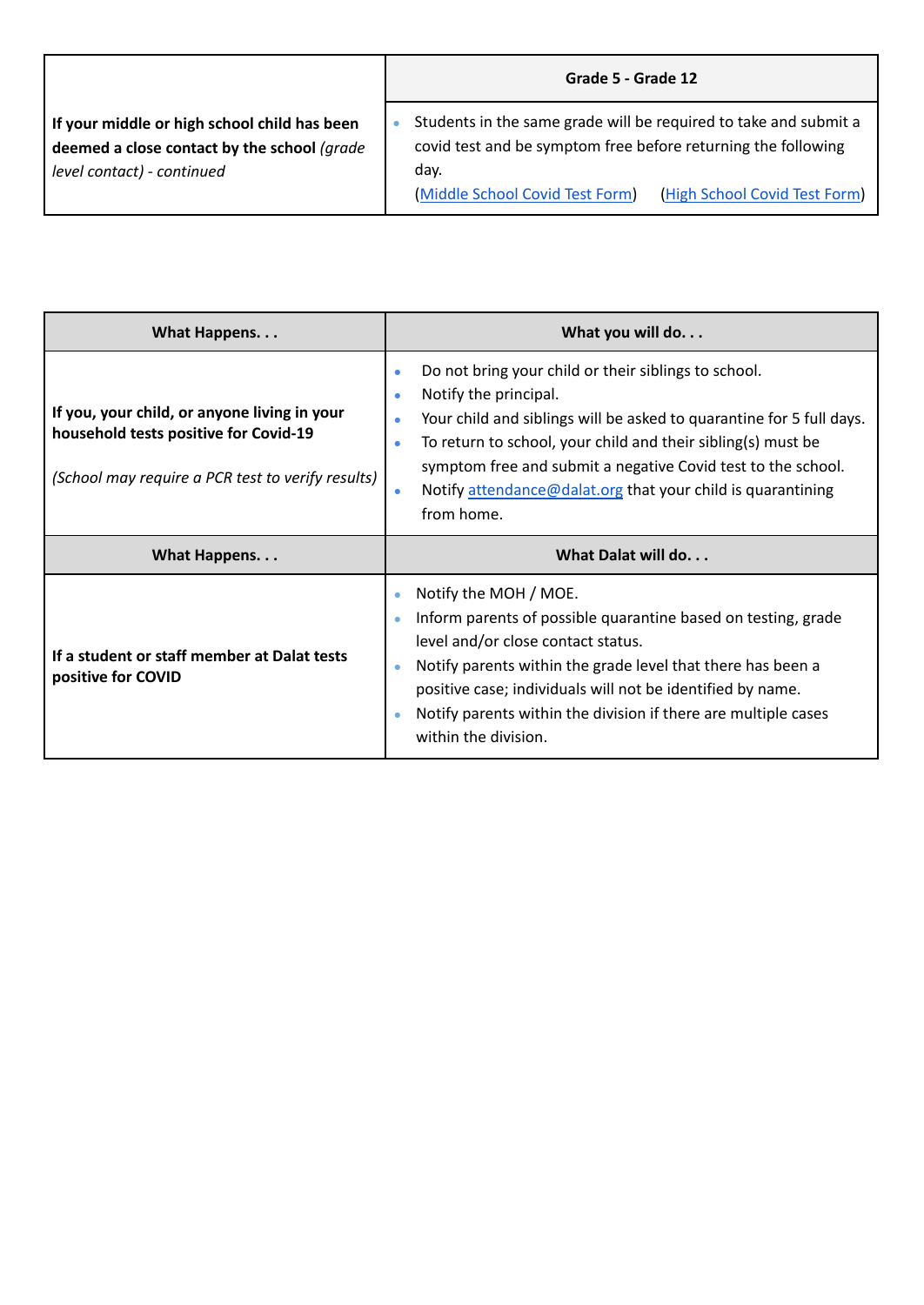| | Grade 5 - Grade 12 |
|---|---|
| **If your middle or high school child has been deemed a close contact by the school** *(grade level contact) - continued* | • Students in the same grade will be required to take and submit a covid test and be symptom free before returning the following day. ([Middle School Covid Test Form]) ([High School Covid Test Form]) |

| What Happens. . . | What you will do. . . |
|---|---|
| **If you, your child, or anyone living in your household tests positive for Covid-19** *(School may require a PCR test to verify results)* | • Do not bring your child or their siblings to school. • Notify the principal. • Your child and siblings will be asked to quarantine for 5 full days. • To return to school, your child and their sibling(s) must be symptom free and submit a negative Covid test to the school. • Notify attendance@dalat.org that your child is quarantining from home. |
| **What Happens. . .** | **What Dalat will do. . .** |
| **If a student or staff member at Dalat tests positive for COVID** | • Notify the MOH / MOE. • Inform parents of possible quarantine based on testing, grade level and/or close contact status. • Notify parents within the grade level that there has been a positive case; individuals will not be identified by name. • Notify parents within the division if there are multiple cases within the division. |